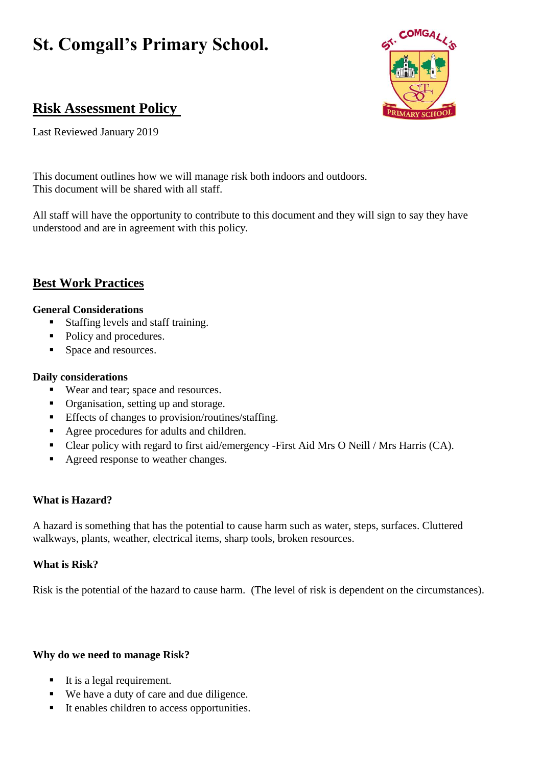# St. Comgall's Primary School.

## Risk Assessment Policy

Last Reviewed January 2019

This document outlines how we will manage risk both indoors and outdoors.
This document will be shared with all staff.

All staff will have the opportunity to contribute to this document and they will sign to say they have understood and are in agreement with this policy.

## Best Work Practices

**General Considerations**

- Staffing levels and staff training.
- Policy and procedures.
- Space and resources.

**Daily considerations**

- Wear and tear; space and resources.
- Organisation, setting up and storage.
- Effects of changes to provision/routines/staffing.
- Agree procedures for adults and children.
- Clear policy with regard to first aid/emergency -First Aid Mrs O Neill / Mrs Harris (CA).
- Agreed response to weather changes.

**What is Hazard?**

A hazard is something that has the potential to cause harm such as water, steps, surfaces. Cluttered walkways, plants, weather, electrical items, sharp tools, broken resources.

**What is Risk?**

Risk is the potential of the hazard to cause harm. (The level of risk is dependent on the circumstances).

**Why do we need to manage Risk?**

- It is a legal requirement.
- We have a duty of care and due diligence.
- It enables children to access opportunities.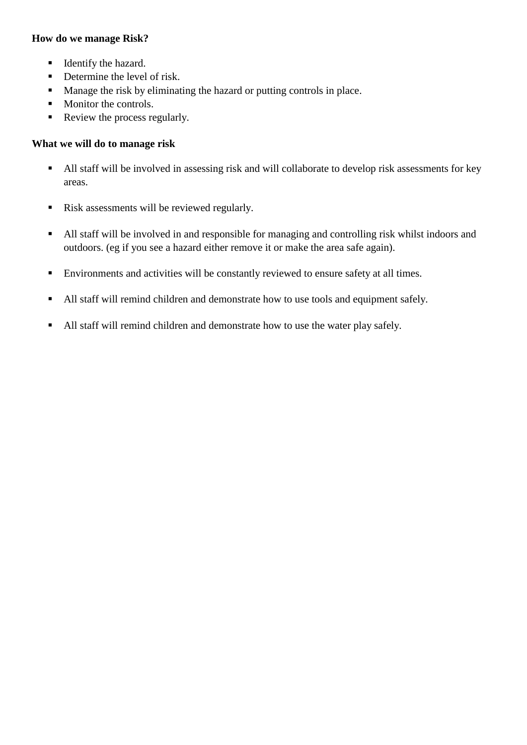**How do we manage Risk?**

- Identify the hazard.
- Determine the level of risk.
- Manage the risk by eliminating the hazard or putting controls in place.
- Monitor the controls.
- Review the process regularly.

**What we will do to manage risk**

- All staff will be involved in assessing risk and will collaborate to develop risk assessments for key areas.

- Risk assessments will be reviewed regularly.

- All staff will be involved in and responsible for managing and controlling risk whilst indoors and outdoors. (eg if you see a hazard either remove it or make the area safe again).

- Environments and activities will be constantly reviewed to ensure safety at all times.

- All staff will remind children and demonstrate how to use tools and equipment safely.

- All staff will remind children and demonstrate how to use the water play safely.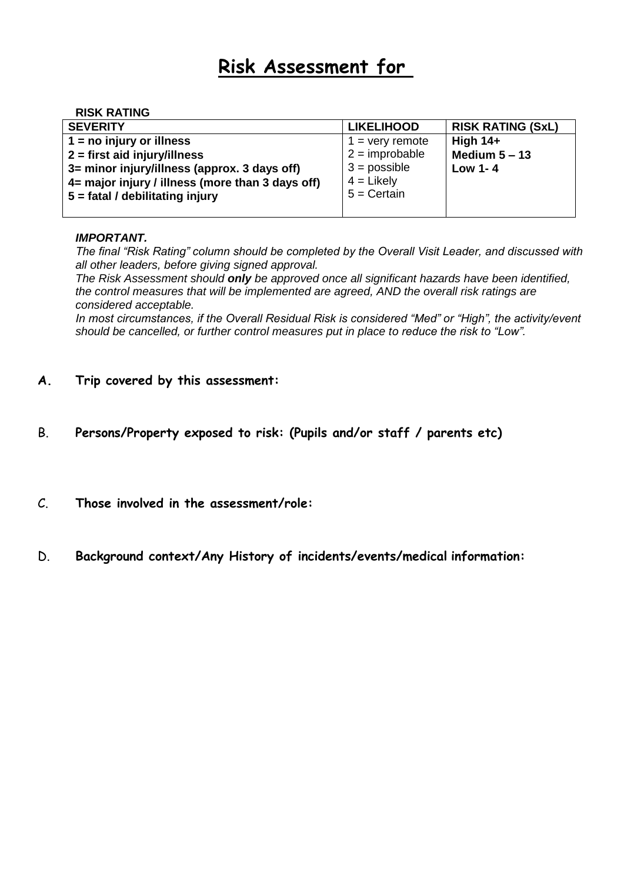# Risk Assessment for

**RISK RATING**

| **SEVERITY** | **LIKELIHOOD** | **RISK RATING (SxL)** |
|---|---|---|
| **1 = no injury or illness**<br>**2 = first aid injury/illness**<br>**3= minor injury/illness (approx. 3 days off)**<br>**4= major injury / illness (more than 3 days off)**<br>**5 = fatal / debilitating injury** | 1 = very remote<br>2 = improbable<br>3 = possible<br>4 = Likely<br>5 = Certain | **High 14+**<br>**Medium 5 – 13**<br>**Low 1- 4** |

***IMPORTANT.***

*The final "Risk Rating" column should be completed by the Overall Visit Leader, and discussed with all other leaders, before giving signed approval.*

*The Risk Assessment should **only** be approved once all significant hazards have been identified, the control measures that will be implemented are agreed, AND the overall risk ratings are considered acceptable.*

*In most circumstances, if the Overall Residual Risk is considered "Med" or "High", the activity/event should be cancelled, or further control measures put in place to reduce the risk to "Low".*

**A. Trip covered by this assessment:**

B. **Persons/Property exposed to risk: (Pupils and/or staff / parents etc)**

C. **Those involved in the assessment/role:**

D. **Background context/Any History of incidents/events/medical information:**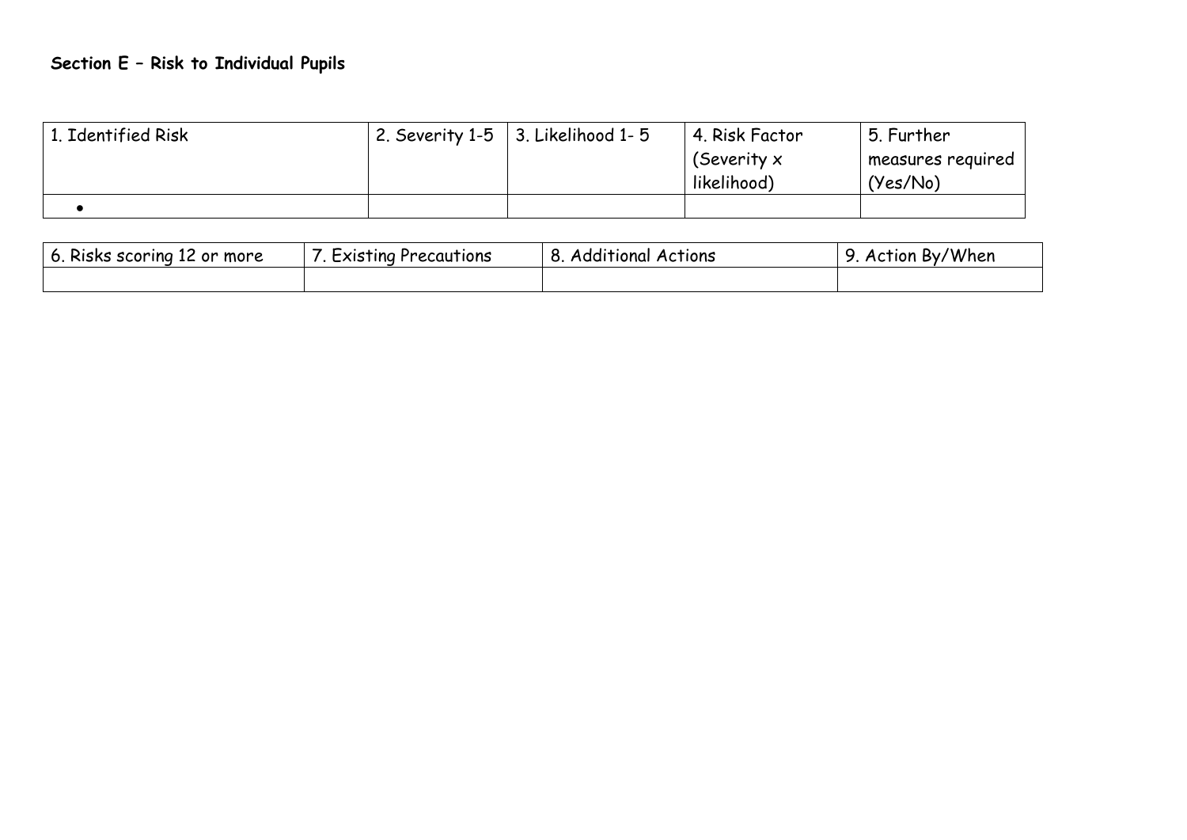**Section E – Risk to Individual Pupils**

| 1. Identified Risk | 2. Severity 1-5 | 3. Likelihood 1- 5 | 4. Risk Factor (Severity x likelihood) | 5. Further measures required (Yes/No) |
|---|---|---|---|---|
| • | | | | |

| 6. Risks scoring 12 or more | 7. Existing Precautions | 8. Additional Actions | 9. Action By/When |
|---|---|---|---|
| | | | |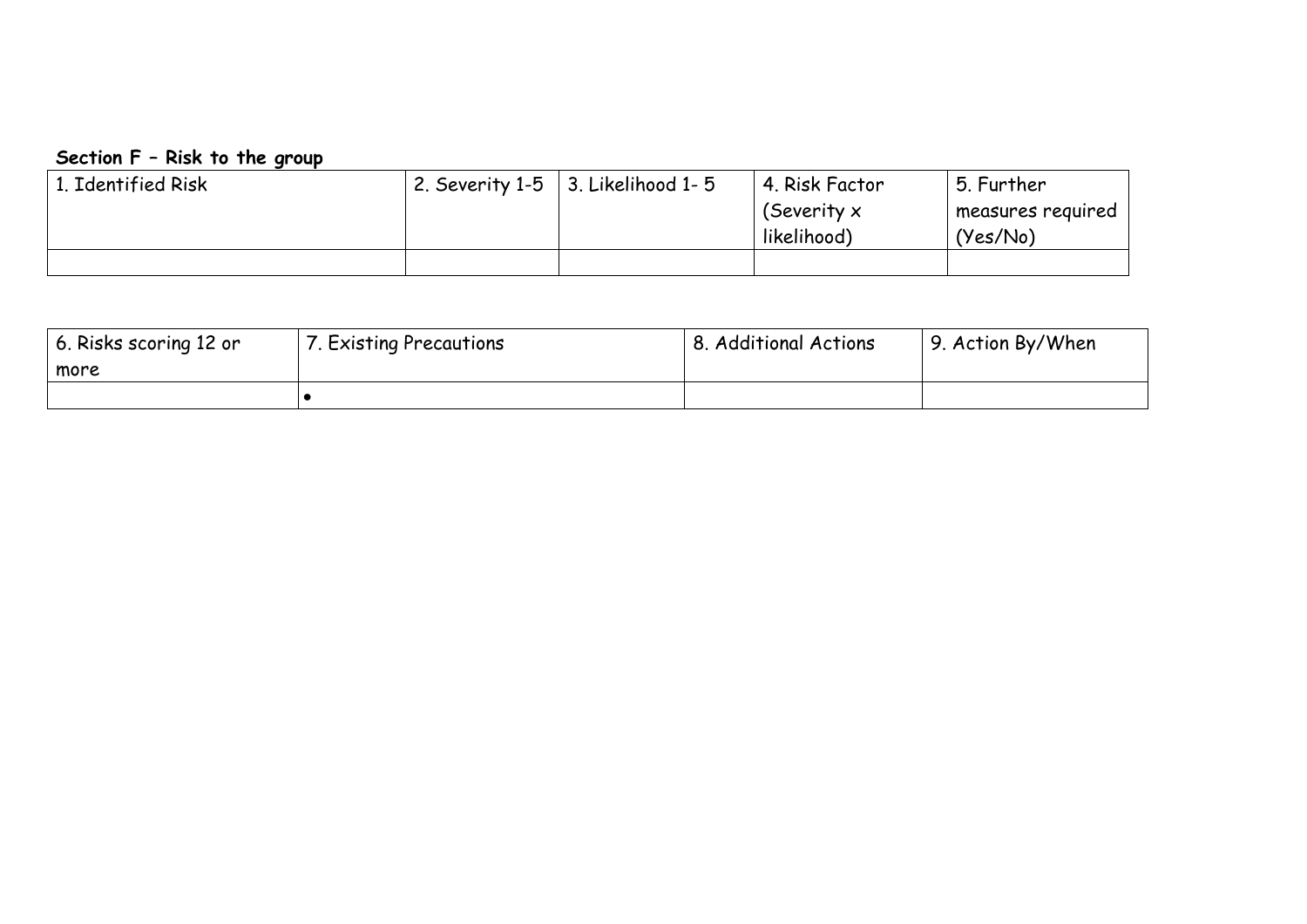**Section F – Risk to the group**

| 1. Identified Risk | 2. Severity 1-5 | 3. Likelihood 1- 5 | 4. Risk Factor (Severity x likelihood) | 5. Further measures required (Yes/No) |
|---|---|---|---|---|
| | | | | |

| 6. Risks scoring 12 or more | 7. Existing Precautions | 8. Additional Actions | 9. Action By/When |
|---|---|---|---|
| | • | | |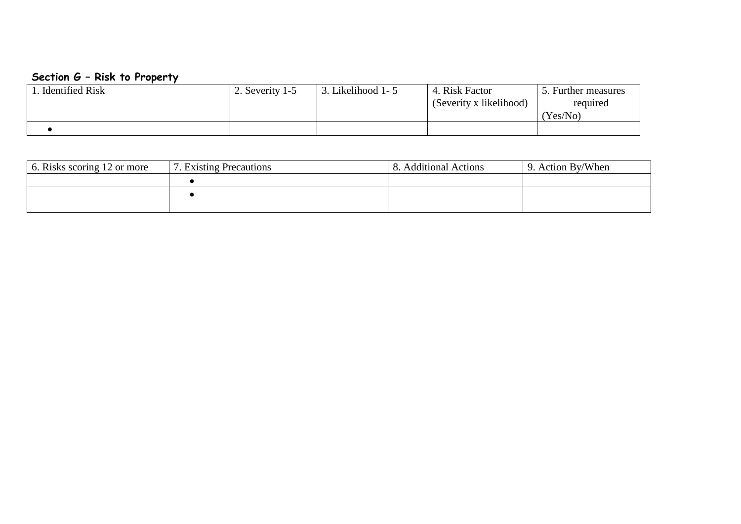**Section G – Risk to Property**

| 1. Identified Risk | 2. Severity 1-5 | 3. Likelihood 1- 5 | 4. Risk Factor (Severity x likelihood) | 5. Further measures required (Yes/No) |
|---|---|---|---|---|
| • | | | | |

| 6. Risks scoring 12 or more | 7. Existing Precautions | 8. Additional Actions | 9. Action By/When |
|---|---|---|---|
| | • | | |
| | • | | |